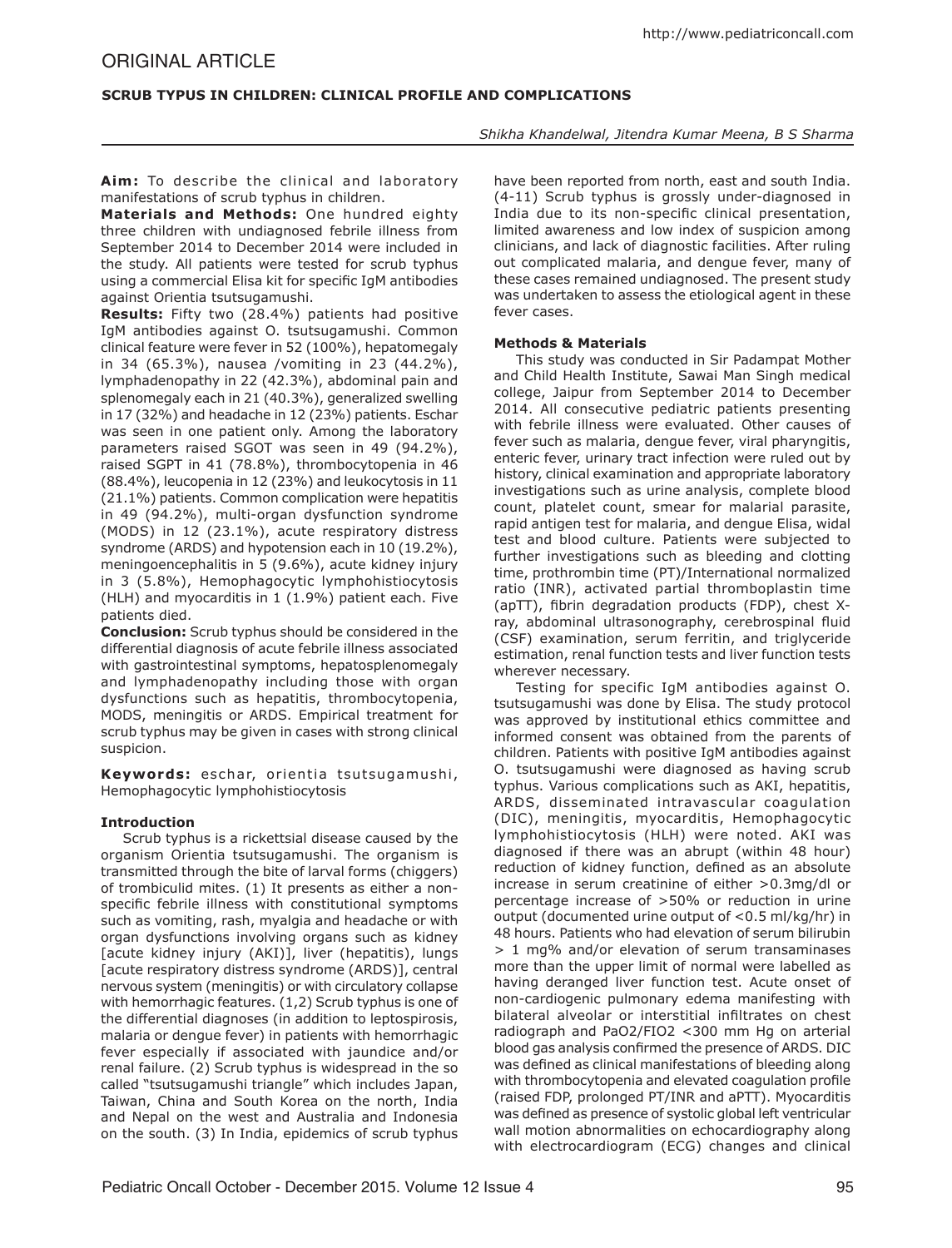ORIGINAL ARTICLE

# SCRUB TYPUS IN CHILDREN: CLINICAL PROFILE AND COMPLICATIONS

*Shikha Khandelwal, Jitendra Kumar Meena, B S Sharma*

**Aim:** To describe the clinical and laboratory manifestations of scrub typhus in children.

**Materials and Methods:** One hundred eighty three children with undiagnosed febrile illness from September 2014 to December 2014 were included in the study. All patients were tested for scrub typhus using a commercial Elisa kit for specific IgM antibodies against Orientia tsutsugamushi.

**Results:** Fifty two (28.4%) patients had positive IgM antibodies against O. tsutsugamushi. Common clinical feature were fever in 52 (100%), hepatomegaly in 34 (65.3%), nausea /vomiting in 23 (44.2%), lymphadenopathy in 22 (42.3%), abdominal pain and splenomegaly each in 21 (40.3%), generalized swelling in 17 (32%) and headache in 12 (23%) patients. Eschar was seen in one patient only. Among the laboratory parameters raised SGOT was seen in 49 (94.2%), raised SGPT in 41 (78.8%), thrombocytopenia in 46 (88.4%), leucopenia in 12 (23%) and leukocytosis in 11 (21.1%) patients. Common complication were hepatitis in 49 (94.2%), multi-organ dysfunction syndrome (MODS) in 12 (23.1%), acute respiratory distress syndrome (ARDS) and hypotension each in 10 (19.2%), meningoencephalitis in 5 (9.6%), acute kidney injury in 3 (5.8%), Hemophagocytic lymphohistiocytosis (HLH) and myocarditis in 1 (1.9%) patient each. Five patients died.

**Conclusion:** Scrub typhus should be considered in the differential diagnosis of acute febrile illness associated with gastrointestinal symptoms, hepatosplenomegaly and lymphadenopathy including those with organ dysfunctions such as hepatitis, thrombocytopenia, MODS, meningitis or ARDS. Empirical treatment for scrub typhus may be given in cases with strong clinical suspicion.

**Keywords:** eschar, orientia tsutsugamushi, Hemophagocytic lymphohistiocytosis

## Introduction

Scrub typhus is a rickettsial disease caused by the organism Orientia tsutsugamushi. The organism is transmitted through the bite of larval forms (chiggers) of trombiculid mites. (1) It presents as either a non-specific febrile illness with constitutional symptoms such as vomiting, rash, myalgia and headache or with organ dysfunctions involving organs such as kidney [acute kidney injury (AKI)], liver (hepatitis), lungs [acute respiratory distress syndrome (ARDS)], central nervous system (meningitis) or with circulatory collapse with hemorrhagic features. (1,2) Scrub typhus is one of the differential diagnoses (in addition to leptospirosis, malaria or dengue fever) in patients with hemorrhagic fever especially if associated with jaundice and/or renal failure. (2) Scrub typhus is widespread in the so called "tsutsugamushi triangle" which includes Japan, Taiwan, China and South Korea on the north, India and Nepal on the west and Australia and Indonesia on the south. (3) In India, epidemics of scrub typhus have been reported from north, east and south India. (4-11) Scrub typhus is grossly under-diagnosed in India due to its non-specific clinical presentation, limited awareness and low index of suspicion among clinicians, and lack of diagnostic facilities. After ruling out complicated malaria, and dengue fever, many of these cases remained undiagnosed. The present study was undertaken to assess the etiological agent in these fever cases.

## Methods & Materials

This study was conducted in Sir Padampat Mother and Child Health Institute, Sawai Man Singh medical college, Jaipur from September 2014 to December 2014. All consecutive pediatric patients presenting with febrile illness were evaluated. Other causes of fever such as malaria, dengue fever, viral pharyngitis, enteric fever, urinary tract infection were ruled out by history, clinical examination and appropriate laboratory investigations such as urine analysis, complete blood count, platelet count, smear for malarial parasite, rapid antigen test for malaria, and dengue Elisa, widal test and blood culture. Patients were subjected to further investigations such as bleeding and clotting time, prothrombin time (PT)/International normalized ratio (INR), activated partial thromboplastin time (apTT), fibrin degradation products (FDP), chest X-ray, abdominal ultrasonography, cerebrospinal fluid (CSF) examination, serum ferritin, and triglyceride estimation, renal function tests and liver function tests wherever necessary.

Testing for specific IgM antibodies against O. tsutsugamushi was done by Elisa. The study protocol was approved by institutional ethics committee and informed consent was obtained from the parents of children. Patients with positive IgM antibodies against O. tsutsugamushi were diagnosed as having scrub typhus. Various complications such as AKI, hepatitis, ARDS, disseminated intravascular coagulation (DIC), meningitis, myocarditis, Hemophagocytic lymphohistiocytosis (HLH) were noted. AKI was diagnosed if there was an abrupt (within 48 hour) reduction of kidney function, defined as an absolute increase in serum creatinine of either >0.3mg/dl or percentage increase of >50% or reduction in urine output (documented urine output of <0.5 ml/kg/hr) in 48 hours. Patients who had elevation of serum bilirubin > 1 mg% and/or elevation of serum transaminases more than the upper limit of normal were labelled as having deranged liver function test. Acute onset of non-cardiogenic pulmonary edema manifesting with bilateral alveolar or interstitial infiltrates on chest radiograph and $PaO_2/FIO_2$ <300 mm Hg on arterial blood gas analysis confirmed the presence of ARDS. DIC was defined as clinical manifestations of bleeding along with thrombocytopenia and elevated coagulation profile (raised FDP, prolonged PT/INR and aPTT). Myocarditis was defined as presence of systolic global left ventricular wall motion abnormalities on echocardiography along with electrocardiogram (ECG) changes and clinical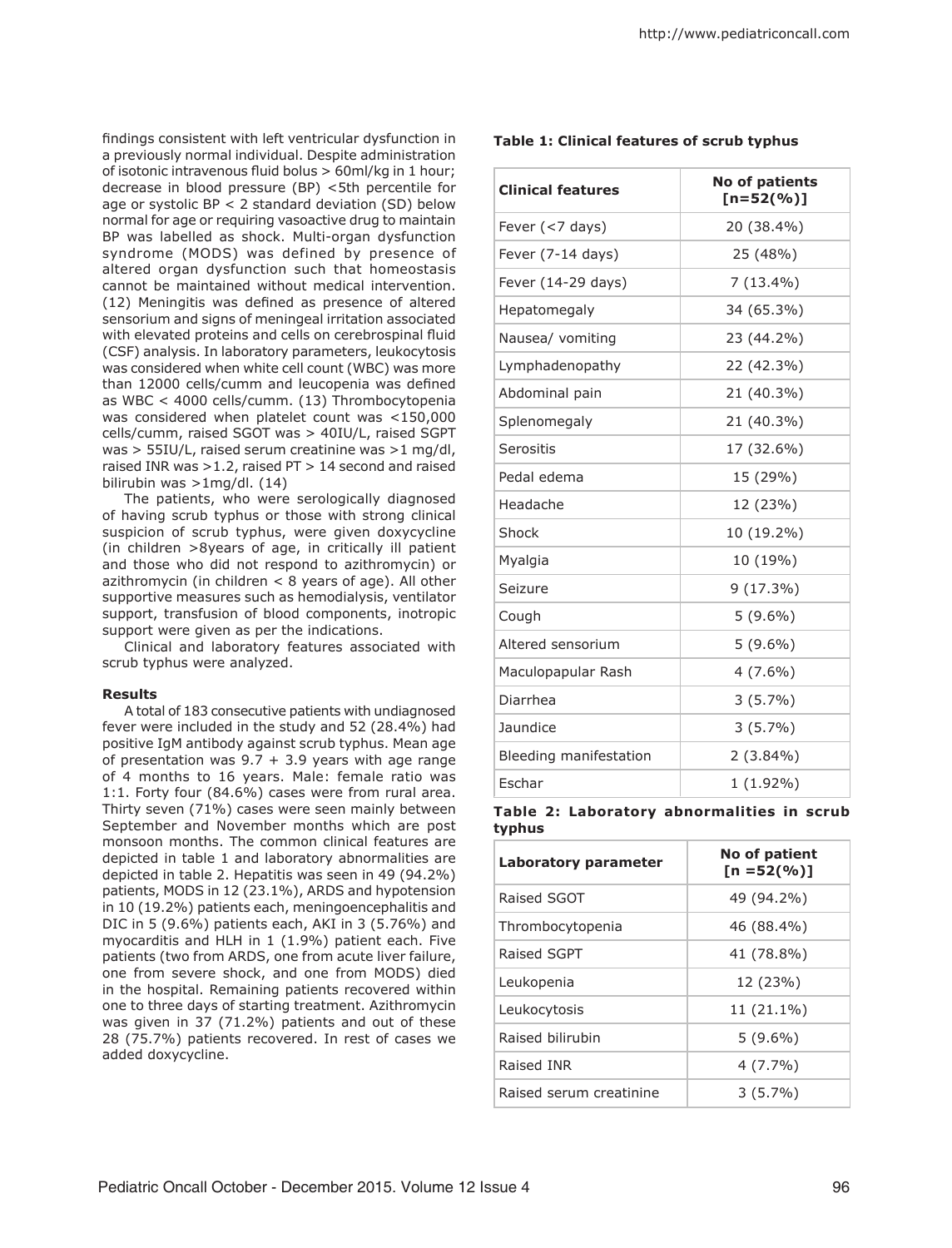findings consistent with left ventricular dysfunction in a previously normal individual. Despite administration of isotonic intravenous fluid bolus > 60ml/kg in 1 hour; decrease in blood pressure (BP) <5th percentile for age or systolic BP < 2 standard deviation (SD) below normal for age or requiring vasoactive drug to maintain BP was labelled as shock. Multi-organ dysfunction syndrome (MODS) was defined by presence of altered organ dysfunction such that homeostasis cannot be maintained without medical intervention. (12) Meningitis was defined as presence of altered sensorium and signs of meningeal irritation associated with elevated proteins and cells on cerebrospinal fluid (CSF) analysis. In laboratory parameters, leukocytosis was considered when white cell count (WBC) was more than 12000 cells/cumm and leucopenia was defined as WBC < 4000 cells/cumm. (13) Thrombocytopenia was considered when platelet count was <150,000 cells/cumm, raised SGOT was > 40IU/L, raised SGPT was > 55IU/L, raised serum creatinine was >1 mg/dl, raised INR was >1.2, raised PT > 14 second and raised bilirubin was >1mg/dl. (14)

The patients, who were serologically diagnosed of having scrub typhus or those with strong clinical suspicion of scrub typhus, were given doxycycline (in children >8years of age, in critically ill patient and those who did not respond to azithromycin) or azithromycin (in children < 8 years of age). All other supportive measures such as hemodialysis, ventilator support, transfusion of blood components, inotropic support were given as per the indications.

Clinical and laboratory features associated with scrub typhus were analyzed.

**Results**

A total of 183 consecutive patients with undiagnosed fever were included in the study and 52 (28.4%) had positive IgM antibody against scrub typhus. Mean age of presentation was 9.7 + 3.9 years with age range of 4 months to 16 years. Male: female ratio was 1:1. Forty four (84.6%) cases were from rural area. Thirty seven (71%) cases were seen mainly between September and November months which are post monsoon months. The common clinical features are depicted in table 1 and laboratory abnormalities are depicted in table 2. Hepatitis was seen in 49 (94.2%) patients, MODS in 12 (23.1%), ARDS and hypotension in 10 (19.2%) patients each, meningoencephalitis and DIC in 5 (9.6%) patients each, AKI in 3 (5.76%) and myocarditis and HLH in 1 (1.9%) patient each. Five patients (two from ARDS, one from acute liver failure, one from severe shock, and one from MODS) died in the hospital. Remaining patients recovered within one to three days of starting treatment. Azithromycin was given in 37 (71.2%) patients and out of these 28 (75.7%) patients recovered. In rest of cases we added doxycycline.

**Table 1: Clinical features of scrub typhus**

| Clinical features | No of patients [n=52(%)] |
|---|---|
| Fever (<7 days) | 20 (38.4%) |
| Fever (7-14 days) | 25 (48%) |
| Fever (14-29 days) | 7 (13.4%) |
| Hepatomegaly | 34 (65.3%) |
| Nausea/ vomiting | 23 (44.2%) |
| Lymphadenopathy | 22 (42.3%) |
| Abdominal pain | 21 (40.3%) |
| Splenomegaly | 21 (40.3%) |
| Serositis | 17 (32.6%) |
| Pedal edema | 15 (29%) |
| Headache | 12 (23%) |
| Shock | 10 (19.2%) |
| Myalgia | 10 (19%) |
| Seizure | 9 (17.3%) |
| Cough | 5 (9.6%) |
| Altered sensorium | 5 (9.6%) |
| Maculopapular Rash | 4 (7.6%) |
| Diarrhea | 3 (5.7%) |
| Jaundice | 3 (5.7%) |
| Bleeding manifestation | 2 (3.84%) |
| Eschar | 1 (1.92%) |

**Table 2: Laboratory abnormalities in scrub typhus**

| Laboratory parameter | No of patient [n =52(%)] |
|---|---|
| Raised SGOT | 49 (94.2%) |
| Thrombocytopenia | 46 (88.4%) |
| Raised SGPT | 41 (78.8%) |
| Leukopenia | 12 (23%) |
| Leukocytosis | 11 (21.1%) |
| Raised bilirubin | 5 (9.6%) |
| Raised INR | 4 (7.7%) |
| Raised serum creatinine | 3 (5.7%) |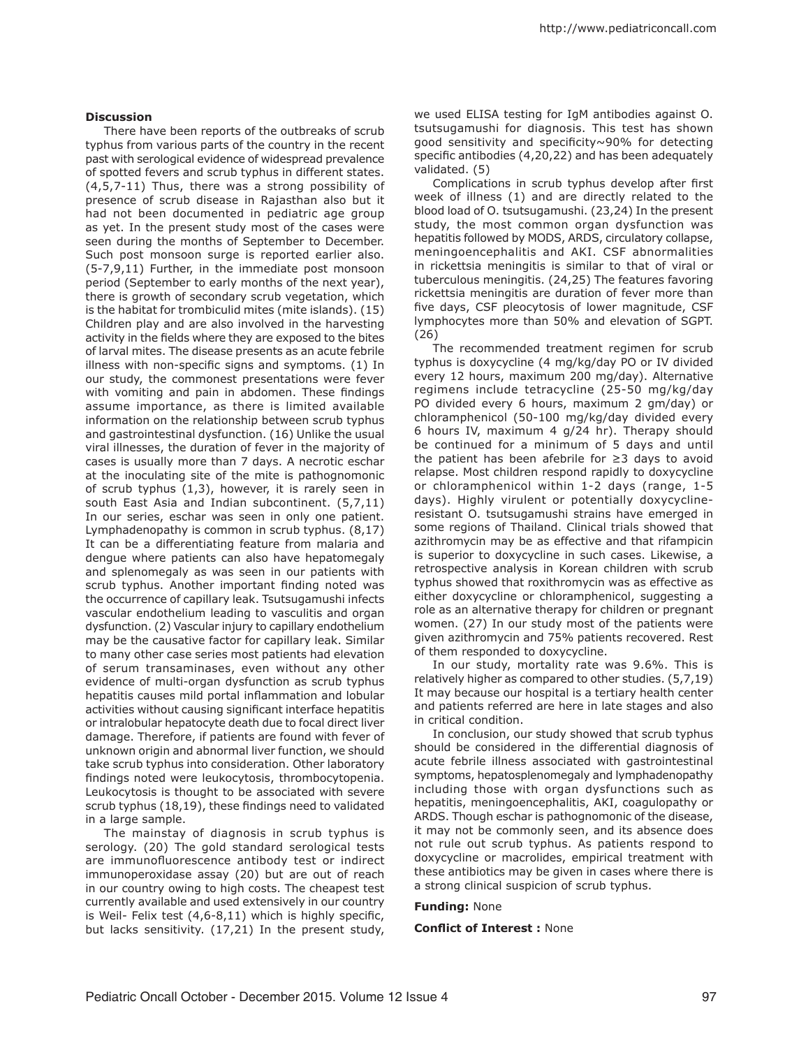**Discussion**

There have been reports of the outbreaks of scrub typhus from various parts of the country in the recent past with serological evidence of widespread prevalence of spotted fevers and scrub typhus in different states. (4,5,7-11) Thus, there was a strong possibility of presence of scrub disease in Rajasthan also but it had not been documented in pediatric age group as yet. In the present study most of the cases were seen during the months of September to December. Such post monsoon surge is reported earlier also. (5-7,9,11) Further, in the immediate post monsoon period (September to early months of the next year), there is growth of secondary scrub vegetation, which is the habitat for trombiculid mites (mite islands). (15) Children play and are also involved in the harvesting activity in the fields where they are exposed to the bites of larval mites. The disease presents as an acute febrile illness with non-specific signs and symptoms. (1) In our study, the commonest presentations were fever with vomiting and pain in abdomen. These findings assume importance, as there is limited available information on the relationship between scrub typhus and gastrointestinal dysfunction. (16) Unlike the usual viral illnesses, the duration of fever in the majority of cases is usually more than 7 days. A necrotic eschar at the inoculating site of the mite is pathognomonic of scrub typhus (1,3), however, it is rarely seen in south East Asia and Indian subcontinent. (5,7,11) In our series, eschar was seen in only one patient. Lymphadenopathy is common in scrub typhus. (8,17) It can be a differentiating feature from malaria and dengue where patients can also have hepatomegaly and splenomegaly as was seen in our patients with scrub typhus. Another important finding noted was the occurrence of capillary leak. Tsutsugamushi infects vascular endothelium leading to vasculitis and organ dysfunction. (2) Vascular injury to capillary endothelium may be the causative factor for capillary leak. Similar to many other case series most patients had elevation of serum transaminases, even without any other evidence of multi-organ dysfunction as scrub typhus hepatitis causes mild portal inflammation and lobular activities without causing significant interface hepatitis or intralobular hepatocyte death due to focal direct liver damage. Therefore, if patients are found with fever of unknown origin and abnormal liver function, we should take scrub typhus into consideration. Other laboratory findings noted were leukocytosis, thrombocytopenia. Leukocytosis is thought to be associated with severe scrub typhus (18,19), these findings need to validated in a large sample.

The mainstay of diagnosis in scrub typhus is serology. (20) The gold standard serological tests are immunofluorescence antibody test or indirect immunoperoxidase assay (20) but are out of reach in our country owing to high costs. The cheapest test currently available and used extensively in our country is Weil- Felix test (4,6-8,11) which is highly specific, but lacks sensitivity. (17,21) In the present study, we used ELISA testing for IgM antibodies against O. tsutsugamushi for diagnosis. This test has shown good sensitivity and specificity~90% for detecting specific antibodies (4,20,22) and has been adequately validated. (5)

Complications in scrub typhus develop after first week of illness (1) and are directly related to the blood load of O. tsutsugamushi. (23,24) In the present study, the most common organ dysfunction was hepatitis followed by MODS, ARDS, circulatory collapse, meningoencephalitis and AKI. CSF abnormalities in rickettsia meningitis is similar to that of viral or tuberculous meningitis. (24,25) The features favoring rickettsia meningitis are duration of fever more than five days, CSF pleocytosis of lower magnitude, CSF lymphocytes more than 50% and elevation of SGPT. (26)

The recommended treatment regimen for scrub typhus is doxycycline (4 mg/kg/day PO or IV divided every 12 hours, maximum 200 mg/day). Alternative regimens include tetracycline (25-50 mg/kg/day PO divided every 6 hours, maximum 2 gm/day) or chloramphenicol (50-100 mg/kg/day divided every 6 hours IV, maximum 4 g/24 hr). Therapy should be continued for a minimum of 5 days and until the patient has been afebrile for ≥3 days to avoid relapse. Most children respond rapidly to doxycycline or chloramphenicol within 1-2 days (range, 1-5 days). Highly virulent or potentially doxycycline-resistant O. tsutsugamushi strains have emerged in some regions of Thailand. Clinical trials showed that azithromycin may be as effective and that rifampicin is superior to doxycycline in such cases. Likewise, a retrospective analysis in Korean children with scrub typhus showed that roxithromycin was as effective as either doxycycline or chloramphenicol, suggesting a role as an alternative therapy for children or pregnant women. (27) In our study most of the patients were given azithromycin and 75% patients recovered. Rest of them responded to doxycycline.

In our study, mortality rate was 9.6%. This is relatively higher as compared to other studies. (5,7,19) It may because our hospital is a tertiary health center and patients referred are here in late stages and also in critical condition.

In conclusion, our study showed that scrub typhus should be considered in the differential diagnosis of acute febrile illness associated with gastrointestinal symptoms, hepatosplenomegaly and lymphadenopathy including those with organ dysfunctions such as hepatitis, meningoencephalitis, AKI, coagulopathy or ARDS. Though eschar is pathognomonic of the disease, it may not be commonly seen, and its absence does not rule out scrub typhus. As patients respond to doxycycline or macrolides, empirical treatment with these antibiotics may be given in cases where there is a strong clinical suspicion of scrub typhus.

**Funding:** None

**Conflict of Interest :** None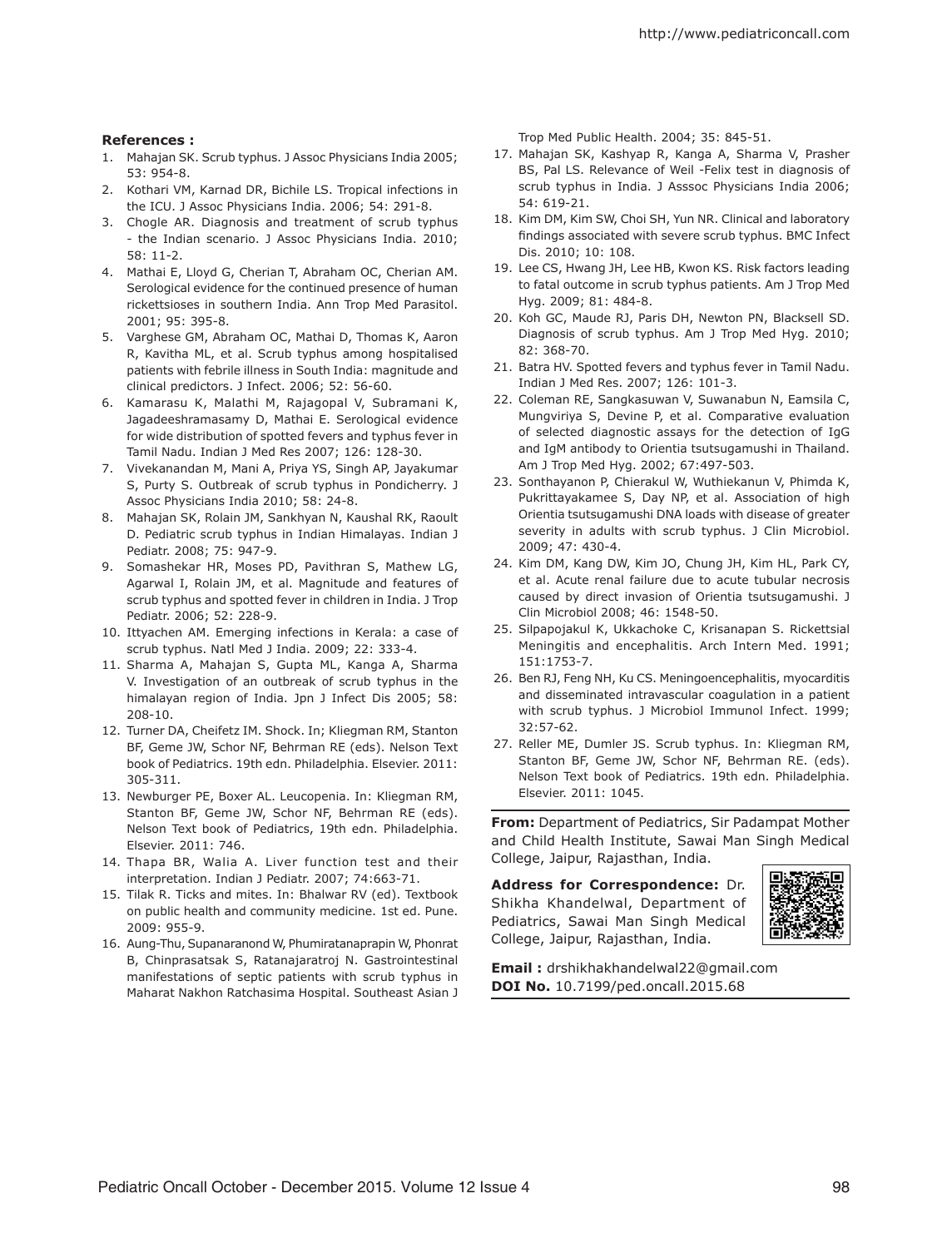**References :**

1. Mahajan SK. Scrub typhus. J Assoc Physicians India 2005; 53: 954-8.
2. Kothari VM, Karnad DR, Bichile LS. Tropical infections in the ICU. J Assoc Physicians India. 2006; 54: 291-8.
3. Chogle AR. Diagnosis and treatment of scrub typhus - the Indian scenario. J Assoc Physicians India. 2010; 58: 11-2.
4. Mathai E, Lloyd G, Cherian T, Abraham OC, Cherian AM. Serological evidence for the continued presence of human rickettsioses in southern India. Ann Trop Med Parasitol. 2001; 95: 395-8.
5. Varghese GM, Abraham OC, Mathai D, Thomas K, Aaron R, Kavitha ML, et al. Scrub typhus among hospitalised patients with febrile illness in South India: magnitude and clinical predictors. J Infect. 2006; 52: 56-60.
6. Kamarasu K, Malathi M, Rajagopal V, Subramani K, Jagadeeshramasamy D, Mathai E. Serological evidence for wide distribution of spotted fevers and typhus fever in Tamil Nadu. Indian J Med Res 2007; 126: 128-30.
7. Vivekanandan M, Mani A, Priya YS, Singh AP, Jayakumar S, Purty S. Outbreak of scrub typhus in Pondicherry. J Assoc Physicians India 2010; 58: 24-8.
8. Mahajan SK, Rolain JM, Sankhyan N, Kaushal RK, Raoult D. Pediatric scrub typhus in Indian Himalayas. Indian J Pediatr. 2008; 75: 947-9.
9. Somashekar HR, Moses PD, Pavithran S, Mathew LG, Agarwal I, Rolain JM, et al. Magnitude and features of scrub typhus and spotted fever in children in India. J Trop Pediatr. 2006; 52: 228-9.
10. Ittyachen AM. Emerging infections in Kerala: a case of scrub typhus. Natl Med J India. 2009; 22: 333-4.
11. Sharma A, Mahajan S, Gupta ML, Kanga A, Sharma V. Investigation of an outbreak of scrub typhus in the himalayan region of India. Jpn J Infect Dis 2005; 58: 208-10.
12. Turner DA, Cheifetz IM. Shock. In; Kliegman RM, Stanton BF, Geme JW, Schor NF, Behrman RE (eds). Nelson Text book of Pediatrics. 19th edn. Philadelphia. Elsevier. 2011: 305-311.
13. Newburger PE, Boxer AL. Leucopenia. In: Kliegman RM, Stanton BF, Geme JW, Schor NF, Behrman RE (eds). Nelson Text book of Pediatrics, 19th edn. Philadelphia. Elsevier. 2011: 746.
14. Thapa BR, Walia A. Liver function test and their interpretation. Indian J Pediatr. 2007; 74:663-71.
15. Tilak R. Ticks and mites. In: Bhalwar RV (ed). Textbook on public health and community medicine. 1st ed. Pune. 2009: 955-9.
16. Aung-Thu, Supanaranond W, Phumiratanaprapin W, Phonrat B, Chinprasatsak S, Ratanajaratroj N. Gastrointestinal manifestations of septic patients with scrub typhus in Maharat Nakhon Ratchasima Hospital. Southeast Asian J Trop Med Public Health. 2004; 35: 845-51.
17. Mahajan SK, Kashyap R, Kanga A, Sharma V, Prasher BS, Pal LS. Relevance of Weil -Felix test in diagnosis of scrub typhus in India. J Asssoc Physicians India 2006; 54: 619-21.
18. Kim DM, Kim SW, Choi SH, Yun NR. Clinical and laboratory findings associated with severe scrub typhus. BMC Infect Dis. 2010; 10: 108.
19. Lee CS, Hwang JH, Lee HB, Kwon KS. Risk factors leading to fatal outcome in scrub typhus patients. Am J Trop Med Hyg. 2009; 81: 484-8.
20. Koh GC, Maude RJ, Paris DH, Newton PN, Blacksell SD. Diagnosis of scrub typhus. Am J Trop Med Hyg. 2010; 82: 368-70.
21. Batra HV. Spotted fevers and typhus fever in Tamil Nadu. Indian J Med Res. 2007; 126: 101-3.
22. Coleman RE, Sangkasuwan V, Suwanabun N, Eamsila C, Mungviriya S, Devine P, et al. Comparative evaluation of selected diagnostic assays for the detection of IgG and IgM antibody to Orientia tsutsugamushi in Thailand. Am J Trop Med Hyg. 2002; 67:497-503.
23. Sonthayanon P, Chierakul W, Wuthiekanun V, Phimda K, Pukrittayakamee S, Day NP, et al. Association of high Orientia tsutsugamushi DNA loads with disease of greater severity in adults with scrub typhus. J Clin Microbiol. 2009; 47: 430-4.
24. Kim DM, Kang DW, Kim JO, Chung JH, Kim HL, Park CY, et al. Acute renal failure due to acute tubular necrosis caused by direct invasion of Orientia tsutsugamushi. J Clin Microbiol 2008; 46: 1548-50.
25. Silpapojakul K, Ukkachoke C, Krisanapan S. Rickettsial Meningitis and encephalitis. Arch Intern Med. 1991; 151:1753-7.
26. Ben RJ, Feng NH, Ku CS. Meningoencephalitis, myocarditis and disseminated intravascular coagulation in a patient with scrub typhus. J Microbiol Immunol Infect. 1999; 32:57-62.
27. Reller ME, Dumler JS. Scrub typhus. In: Kliegman RM, Stanton BF, Geme JW, Schor NF, Behrman RE. (eds). Nelson Text book of Pediatrics. 19th edn. Philadelphia. Elsevier. 2011: 1045.

**From:** Department of Pediatrics, Sir Padampat Mother and Child Health Institute, Sawai Man Singh Medical College, Jaipur, Rajasthan, India.

**Address for Correspondence:** Dr. Shikha Khandelwal, Department of Pediatrics, Sawai Man Singh Medical College, Jaipur, Rajasthan, India.

**Email :** drshikhakhandelwal22@gmail.com
**DOI No.** 10.7199/ped.oncall.2015.68